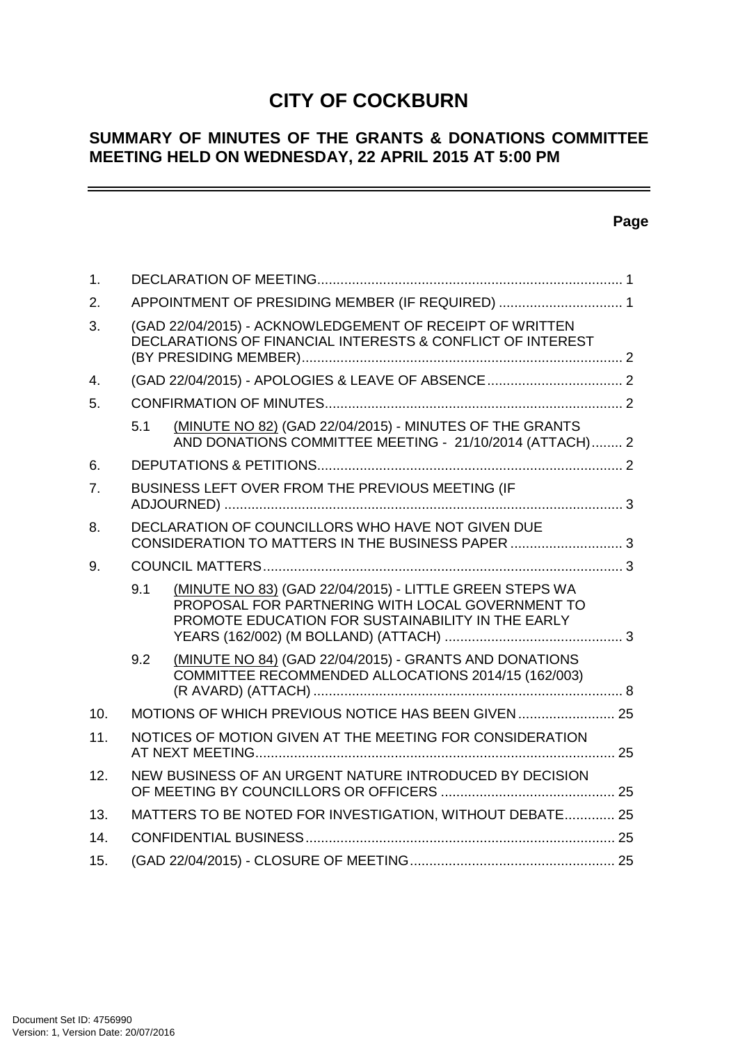# CITY OF COCKBURN

## SUMMARY OF MINUTES OF THE GRANTS & DONATIONS COMMITTEE MEETING HELD ON WEDNESDAY, 22 APRIL 2015 AT 5:00 PM

**Page**

| | | Page |
|---|---|---|
| 1. | DECLARATION OF MEETING | 1 |
| 2. | APPOINTMENT OF PRESIDING MEMBER (IF REQUIRED) | 1 |
| 3. | (GAD 22/04/2015) - ACKNOWLEDGEMENT OF RECEIPT OF WRITTEN DECLARATIONS OF FINANCIAL INTERESTS & CONFLICT OF INTEREST (BY PRESIDING MEMBER) | 2 |
| 4. | (GAD 22/04/2015) - APOLOGIES & LEAVE OF ABSENCE | 2 |
| 5. | CONFIRMATION OF MINUTES | 2 |
| 5.1 | (MINUTE NO 82) (GAD 22/04/2015) - MINUTES OF THE GRANTS AND DONATIONS COMMITTEE MEETING - 21/10/2014 (ATTACH) | 2 |
| 6. | DEPUTATIONS & PETITIONS | 2 |
| 7. | BUSINESS LEFT OVER FROM THE PREVIOUS MEETING (IF ADJOURNED) | 3 |
| 8. | DECLARATION OF COUNCILLORS WHO HAVE NOT GIVEN DUE CONSIDERATION TO MATTERS IN THE BUSINESS PAPER | 3 |
| 9. | COUNCIL MATTERS | 3 |
| 9.1 | (MINUTE NO 83) (GAD 22/04/2015) - LITTLE GREEN STEPS WA PROPOSAL FOR PARTNERING WITH LOCAL GOVERNMENT TO PROMOTE EDUCATION FOR SUSTAINABILITY IN THE EARLY YEARS (162/002) (M BOLLAND) (ATTACH) | 3 |
| 9.2 | (MINUTE NO 84) (GAD 22/04/2015) - GRANTS AND DONATIONS COMMITTEE RECOMMENDED ALLOCATIONS 2014/15 (162/003) (R AVARD) (ATTACH) | 8 |
| 10. | MOTIONS OF WHICH PREVIOUS NOTICE HAS BEEN GIVEN | 25 |
| 11. | NOTICES OF MOTION GIVEN AT THE MEETING FOR CONSIDERATION AT NEXT MEETING | 25 |
| 12. | NEW BUSINESS OF AN URGENT NATURE INTRODUCED BY DECISION OF MEETING BY COUNCILLORS OR OFFICERS | 25 |
| 13. | MATTERS TO BE NOTED FOR INVESTIGATION, WITHOUT DEBATE | 25 |
| 14. | CONFIDENTIAL BUSINESS | 25 |
| 15. | (GAD 22/04/2015) - CLOSURE OF MEETING | 25 |

Document Set ID: 4756990
Version: 1, Version Date: 20/07/2016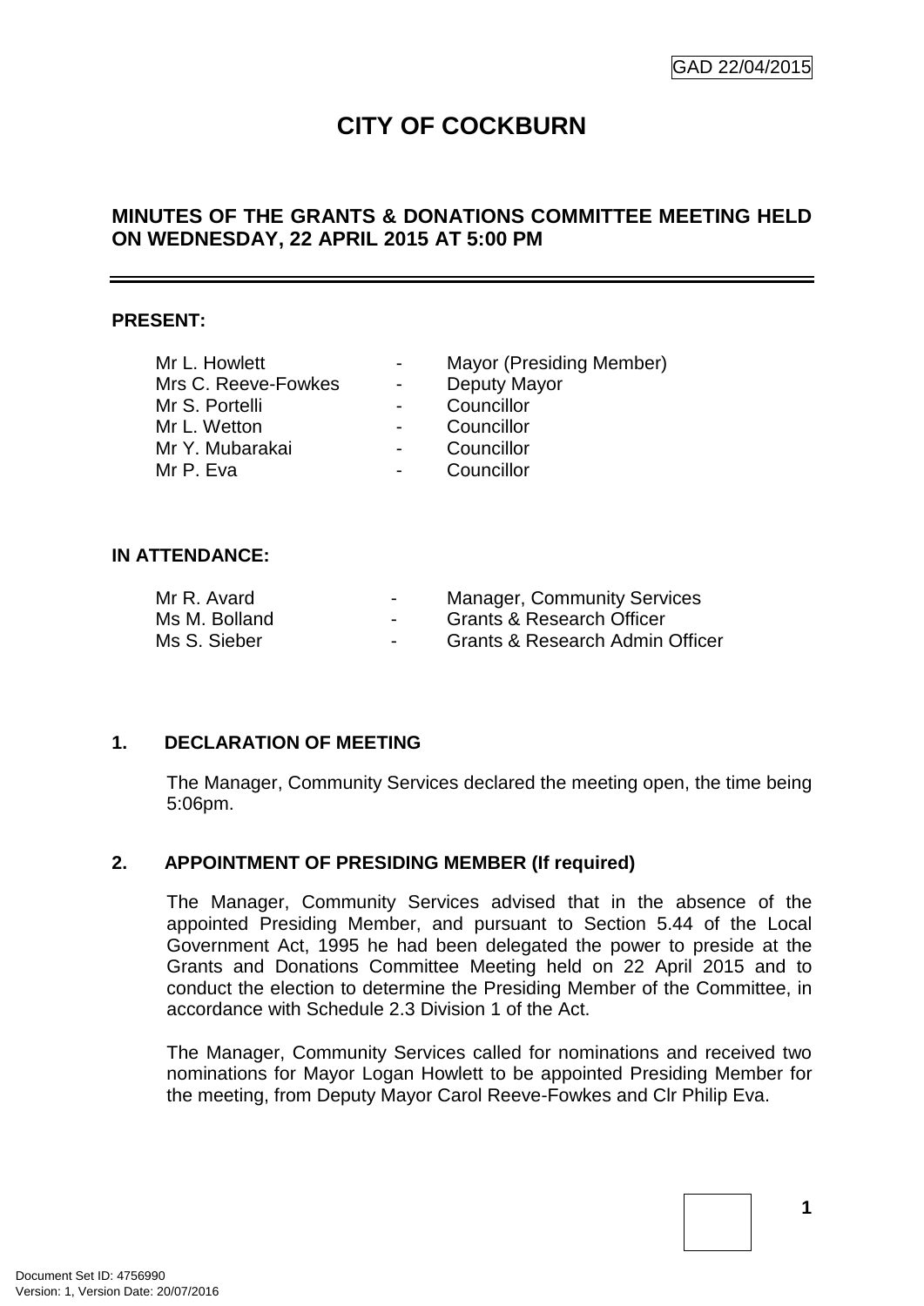GAD 22/04/2015

# CITY OF COCKBURN

## MINUTES OF THE GRANTS & DONATIONS COMMITTEE MEETING HELD ON WEDNESDAY, 22 APRIL 2015 AT 5:00 PM

---

**PRESENT:**

| | | |
|---|---|---|
| Mr L. Howlett | - | Mayor (Presiding Member) |
| Mrs C. Reeve-Fowkes | - | Deputy Mayor |
| Mr S. Portelli | - | Councillor |
| Mr L. Wetton | - | Councillor |
| Mr Y. Mubarakai | - | Councillor |
| Mr P. Eva | - | Councillor |

**IN ATTENDANCE:**

| | | |
|---|---|---|
| Mr R. Avard | - | Manager, Community Services |
| Ms M. Bolland | - | Grants & Research Officer |
| Ms S. Sieber | - | Grants & Research Admin Officer |

### 1. DECLARATION OF MEETING

The Manager, Community Services declared the meeting open, the time being 5:06pm.

### 2. APPOINTMENT OF PRESIDING MEMBER (If required)

The Manager, Community Services advised that in the absence of the appointed Presiding Member, and pursuant to Section 5.44 of the Local Government Act, 1995 he had been delegated the power to preside at the Grants and Donations Committee Meeting held on 22 April 2015 and to conduct the election to determine the Presiding Member of the Committee, in accordance with Schedule 2.3 Division 1 of the Act.

The Manager, Community Services called for nominations and received two nominations for Mayor Logan Howlett to be appointed Presiding Member for the meeting, from Deputy Mayor Carol Reeve-Fowkes and Clr Philip Eva.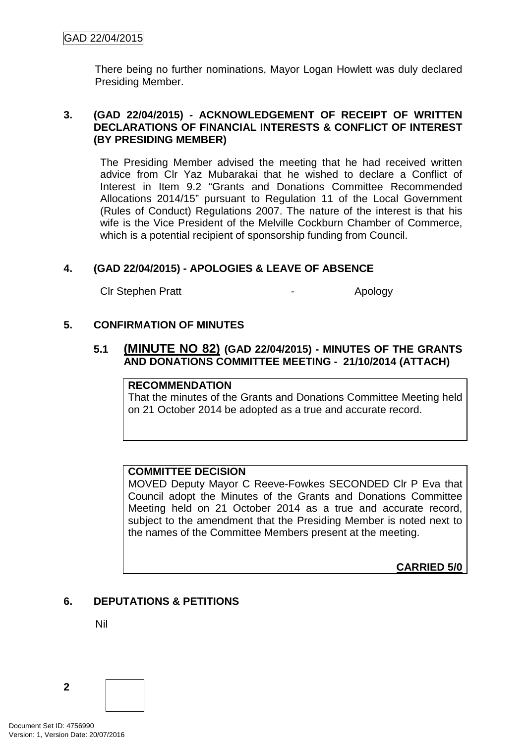There being no further nominations, Mayor Logan Howlett was duly declared Presiding Member.

## 3. (GAD 22/04/2015) - ACKNOWLEDGEMENT OF RECEIPT OF WRITTEN DECLARATIONS OF FINANCIAL INTERESTS & CONFLICT OF INTEREST (BY PRESIDING MEMBER)

The Presiding Member advised the meeting that he had received written advice from Clr Yaz Mubarakai that he wished to declare a Conflict of Interest in Item 9.2 "Grants and Donations Committee Recommended Allocations 2014/15" pursuant to Regulation 11 of the Local Government (Rules of Conduct) Regulations 2007. The nature of the interest is that his wife is the Vice President of the Melville Cockburn Chamber of Commerce, which is a potential recipient of sponsorship funding from Council.

## 4. (GAD 22/04/2015) - APOLOGIES & LEAVE OF ABSENCE

Clr Stephen Pratt - Apology

## 5. CONFIRMATION OF MINUTES

### 5.1 (MINUTE NO 82) (GAD 22/04/2015) - MINUTES OF THE GRANTS AND DONATIONS COMMITTEE MEETING - 21/10/2014 (ATTACH)

**RECOMMENDATION**
That the minutes of the Grants and Donations Committee Meeting held on 21 October 2014 be adopted as a true and accurate record.

**COMMITTEE DECISION**
MOVED Deputy Mayor C Reeve-Fowkes SECONDED Clr P Eva that Council adopt the Minutes of the Grants and Donations Committee Meeting held on 21 October 2014 as a true and accurate record, subject to the amendment that the Presiding Member is noted next to the names of the Committee Members present at the meeting.

**CARRIED 5/0**

## 6. DEPUTATIONS & PETITIONS

Nil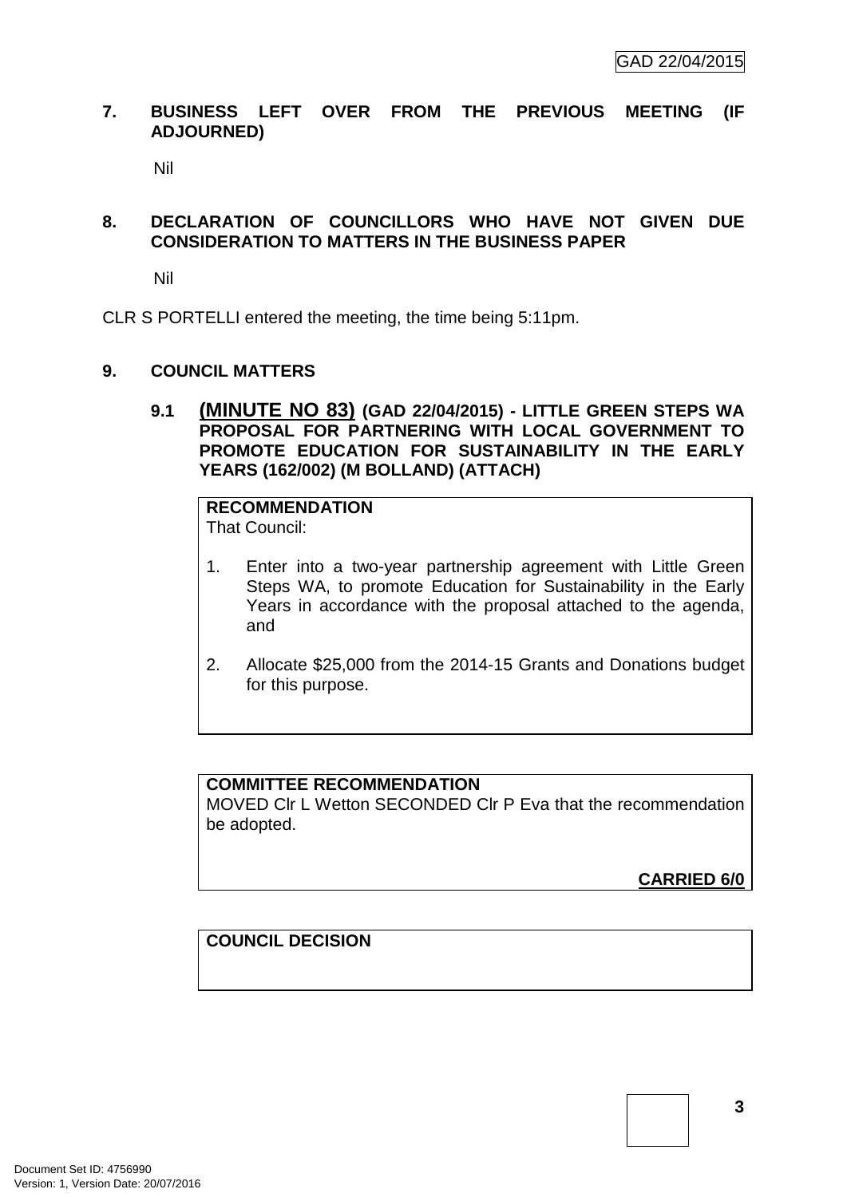## 7. BUSINESS LEFT OVER FROM THE PREVIOUS MEETING (IF ADJOURNED)

Nil

## 8. DECLARATION OF COUNCILLORS WHO HAVE NOT GIVEN DUE CONSIDERATION TO MATTERS IN THE BUSINESS PAPER

Nil

CLR S PORTELLI entered the meeting, the time being 5:11pm.

## 9. COUNCIL MATTERS

### 9.1 (MINUTE NO 83) (GAD 22/04/2015) - LITTLE GREEN STEPS WA PROPOSAL FOR PARTNERING WITH LOCAL GOVERNMENT TO PROMOTE EDUCATION FOR SUSTAINABILITY IN THE EARLY YEARS (162/002) (M BOLLAND) (ATTACH)

**RECOMMENDATION**

That Council:

1. Enter into a two-year partnership agreement with Little Green Steps WA, to promote Education for Sustainability in the Early Years in accordance with the proposal attached to the agenda, and

2. Allocate $25,000 from the 2014-15 Grants and Donations budget for this purpose.

**COMMITTEE RECOMMENDATION**

MOVED Clr L Wetton SECONDED Clr P Eva that the recommendation be adopted.

**CARRIED 6/0**

**COUNCIL DECISION**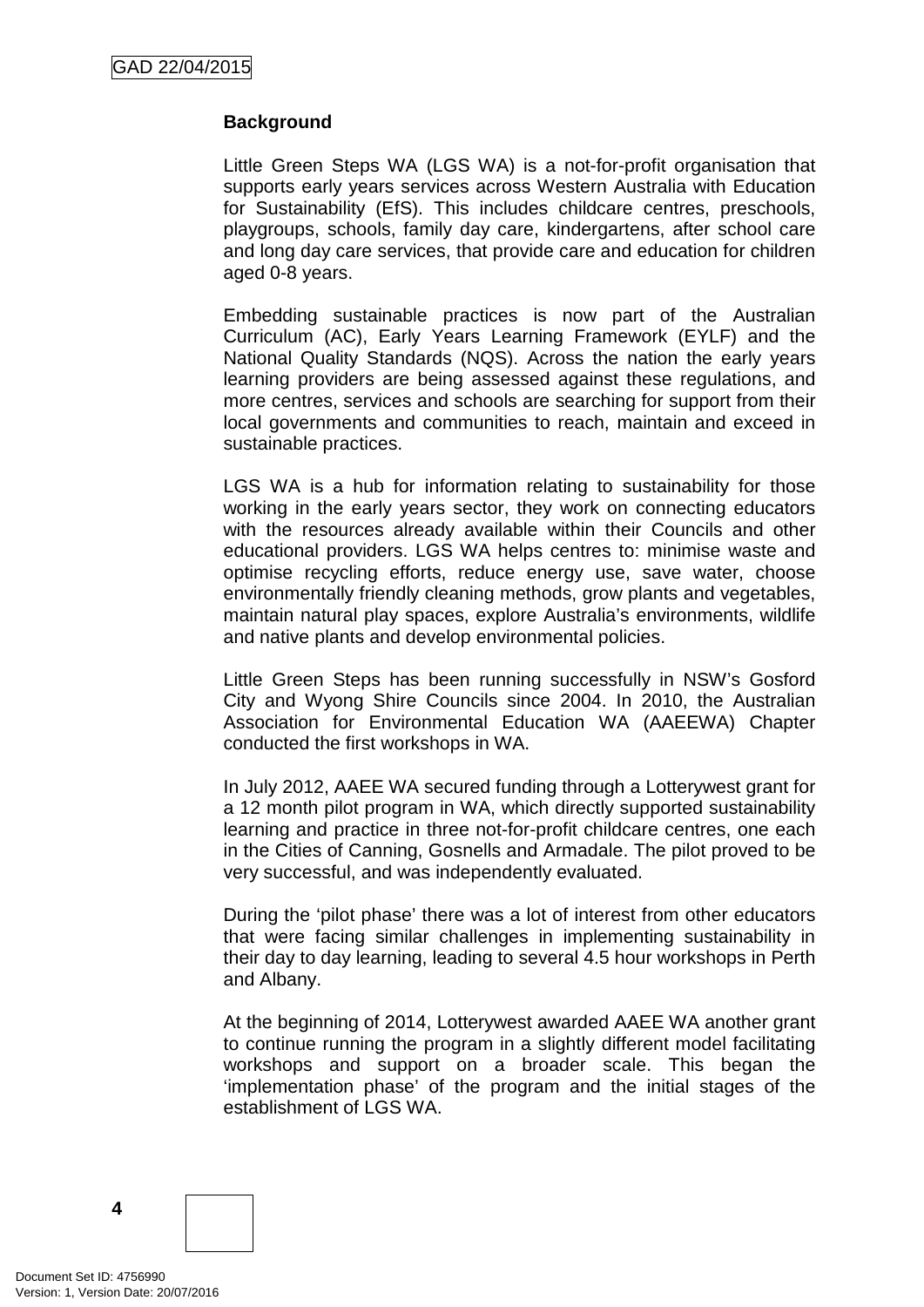## Background

Little Green Steps WA (LGS WA) is a not-for-profit organisation that supports early years services across Western Australia with Education for Sustainability (EfS). This includes childcare centres, preschools, playgroups, schools, family day care, kindergartens, after school care and long day care services, that provide care and education for children aged 0-8 years.

Embedding sustainable practices is now part of the Australian Curriculum (AC), Early Years Learning Framework (EYLF) and the National Quality Standards (NQS). Across the nation the early years learning providers are being assessed against these regulations, and more centres, services and schools are searching for support from their local governments and communities to reach, maintain and exceed in sustainable practices.

LGS WA is a hub for information relating to sustainability for those working in the early years sector, they work on connecting educators with the resources already available within their Councils and other educational providers. LGS WA helps centres to: minimise waste and optimise recycling efforts, reduce energy use, save water, choose environmentally friendly cleaning methods, grow plants and vegetables, maintain natural play spaces, explore Australia's environments, wildlife and native plants and develop environmental policies.

Little Green Steps has been running successfully in NSW's Gosford City and Wyong Shire Councils since 2004. In 2010, the Australian Association for Environmental Education WA (AAEEWA) Chapter conducted the first workshops in WA.

In July 2012, AAEE WA secured funding through a Lotterywest grant for a 12 month pilot program in WA, which directly supported sustainability learning and practice in three not-for-profit childcare centres, one each in the Cities of Canning, Gosnells and Armadale. The pilot proved to be very successful, and was independently evaluated.

During the 'pilot phase' there was a lot of interest from other educators that were facing similar challenges in implementing sustainability in their day to day learning, leading to several 4.5 hour workshops in Perth and Albany.

At the beginning of 2014, Lotterywest awarded AAEE WA another grant to continue running the program in a slightly different model facilitating workshops and support on a broader scale. This began the 'implementation phase' of the program and the initial stages of the establishment of LGS WA.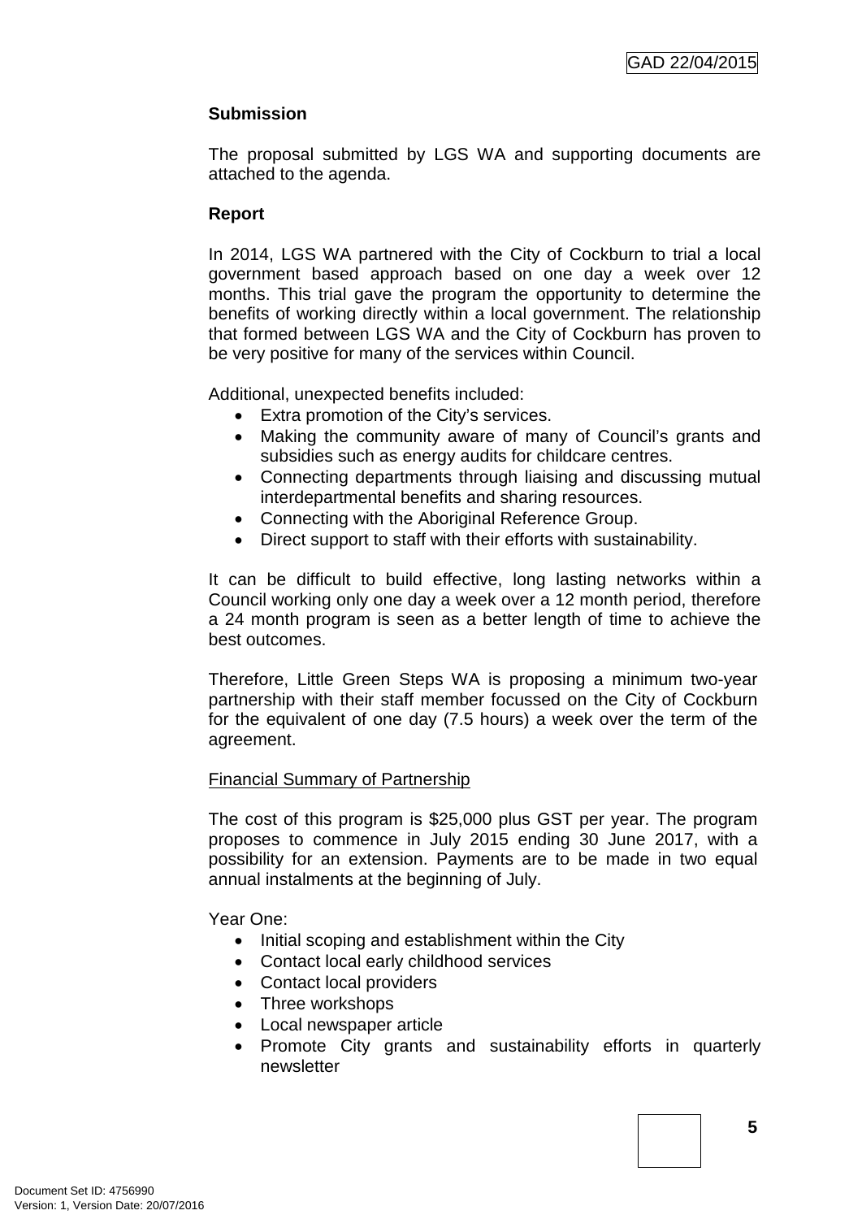**Submission**

The proposal submitted by LGS WA and supporting documents are attached to the agenda.

**Report**

In 2014, LGS WA partnered with the City of Cockburn to trial a local government based approach based on one day a week over 12 months. This trial gave the program the opportunity to determine the benefits of working directly within a local government. The relationship that formed between LGS WA and the City of Cockburn has proven to be very positive for many of the services within Council.

Additional, unexpected benefits included:

- Extra promotion of the City's services.
- Making the community aware of many of Council's grants and subsidies such as energy audits for childcare centres.
- Connecting departments through liaising and discussing mutual interdepartmental benefits and sharing resources.
- Connecting with the Aboriginal Reference Group.
- Direct support to staff with their efforts with sustainability.

It can be difficult to build effective, long lasting networks within a Council working only one day a week over a 12 month period, therefore a 24 month program is seen as a better length of time to achieve the best outcomes.

Therefore, Little Green Steps WA is proposing a minimum two-year partnership with their staff member focussed on the City of Cockburn for the equivalent of one day (7.5 hours) a week over the term of the agreement.

Financial Summary of Partnership

The cost of this program is $25,000 plus GST per year. The program proposes to commence in July 2015 ending 30 June 2017, with a possibility for an extension. Payments are to be made in two equal annual instalments at the beginning of July.

Year One:

- Initial scoping and establishment within the City
- Contact local early childhood services
- Contact local providers
- Three workshops
- Local newspaper article
- Promote City grants and sustainability efforts in quarterly newsletter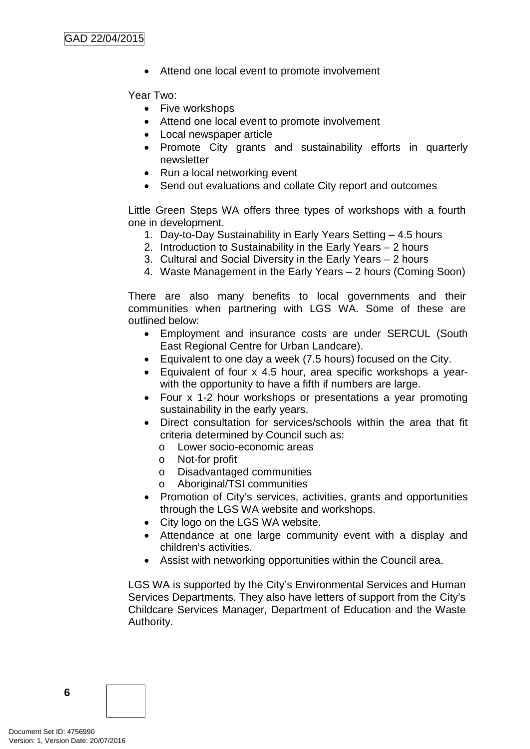- Attend one local event to promote involvement

Year Two:

- Five workshops
- Attend one local event to promote involvement
- Local newspaper article
- Promote City grants and sustainability efforts in quarterly newsletter
- Run a local networking event
- Send out evaluations and collate City report and outcomes

Little Green Steps WA offers three types of workshops with a fourth one in development.

1. Day-to-Day Sustainability in Early Years Setting – 4.5 hours
2. Introduction to Sustainability in the Early Years – 2 hours
3. Cultural and Social Diversity in the Early Years – 2 hours
4. Waste Management in the Early Years – 2 hours (Coming Soon)

There are also many benefits to local governments and their communities when partnering with LGS WA. Some of these are outlined below:

- Employment and insurance costs are under SERCUL (South East Regional Centre for Urban Landcare).
- Equivalent to one day a week (7.5 hours) focused on the City.
- Equivalent of four x 4.5 hour, area specific workshops a year- with the opportunity to have a fifth if numbers are large.
- Four x 1-2 hour workshops or presentations a year promoting sustainability in the early years.
- Direct consultation for services/schools within the area that fit criteria determined by Council such as:
  - Lower socio-economic areas
  - Not-for profit
  - Disadvantaged communities
  - Aboriginal/TSI communities
- Promotion of City's services, activities, grants and opportunities through the LGS WA website and workshops.
- City logo on the LGS WA website.
- Attendance at one large community event with a display and children's activities.
- Assist with networking opportunities within the Council area.

LGS WA is supported by the City's Environmental Services and Human Services Departments. They also have letters of support from the City's Childcare Services Manager, Department of Education and the Waste Authority.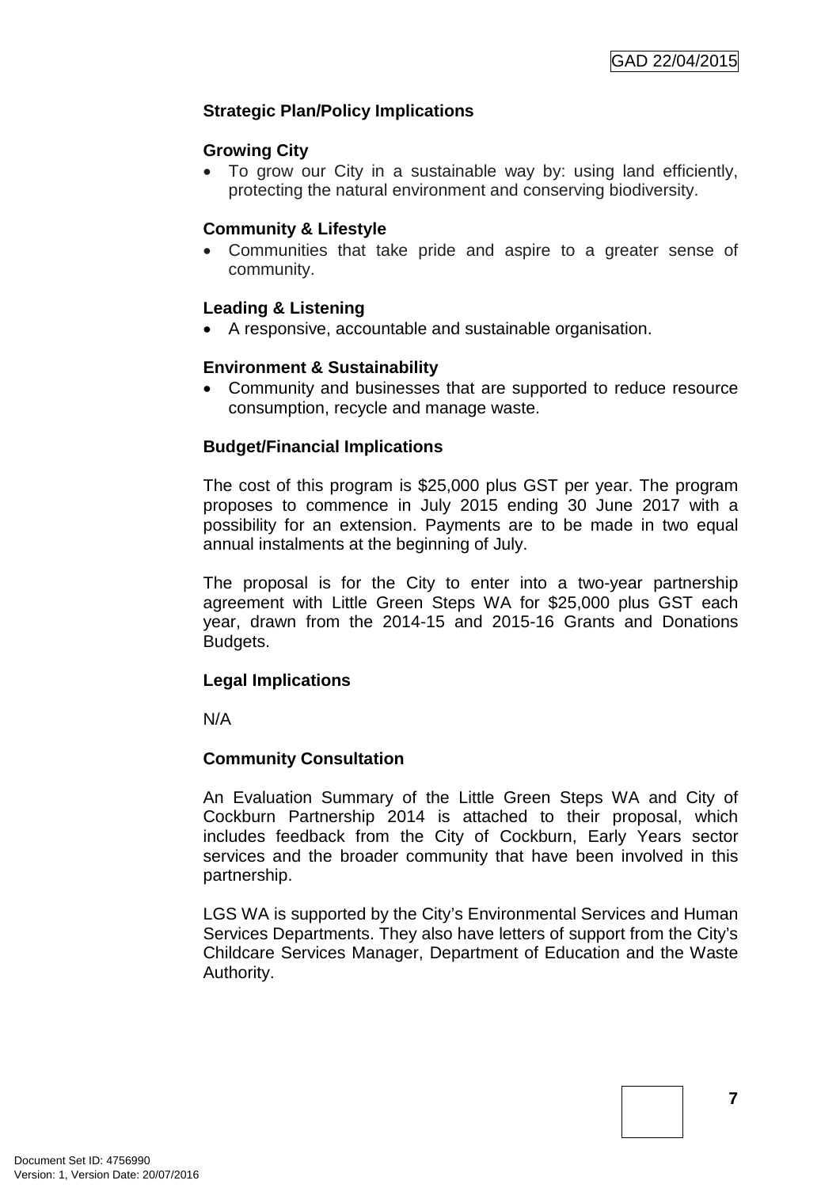### Strategic Plan/Policy Implications

**Growing City**

- To grow our City in a sustainable way by: using land efficiently, protecting the natural environment and conserving biodiversity.

**Community & Lifestyle**

- Communities that take pride and aspire to a greater sense of community.

**Leading & Listening**

- A responsive, accountable and sustainable organisation.

**Environment & Sustainability**

- Community and businesses that are supported to reduce resource consumption, recycle and manage waste.

### Budget/Financial Implications

The cost of this program is $25,000 plus GST per year. The program proposes to commence in July 2015 ending 30 June 2017 with a possibility for an extension. Payments are to be made in two equal annual instalments at the beginning of July.

The proposal is for the City to enter into a two-year partnership agreement with Little Green Steps WA for $25,000 plus GST each year, drawn from the 2014-15 and 2015-16 Grants and Donations Budgets.

### Legal Implications

N/A

### Community Consultation

An Evaluation Summary of the Little Green Steps WA and City of Cockburn Partnership 2014 is attached to their proposal, which includes feedback from the City of Cockburn, Early Years sector services and the broader community that have been involved in this partnership.

LGS WA is supported by the City's Environmental Services and Human Services Departments. They also have letters of support from the City's Childcare Services Manager, Department of Education and the Waste Authority.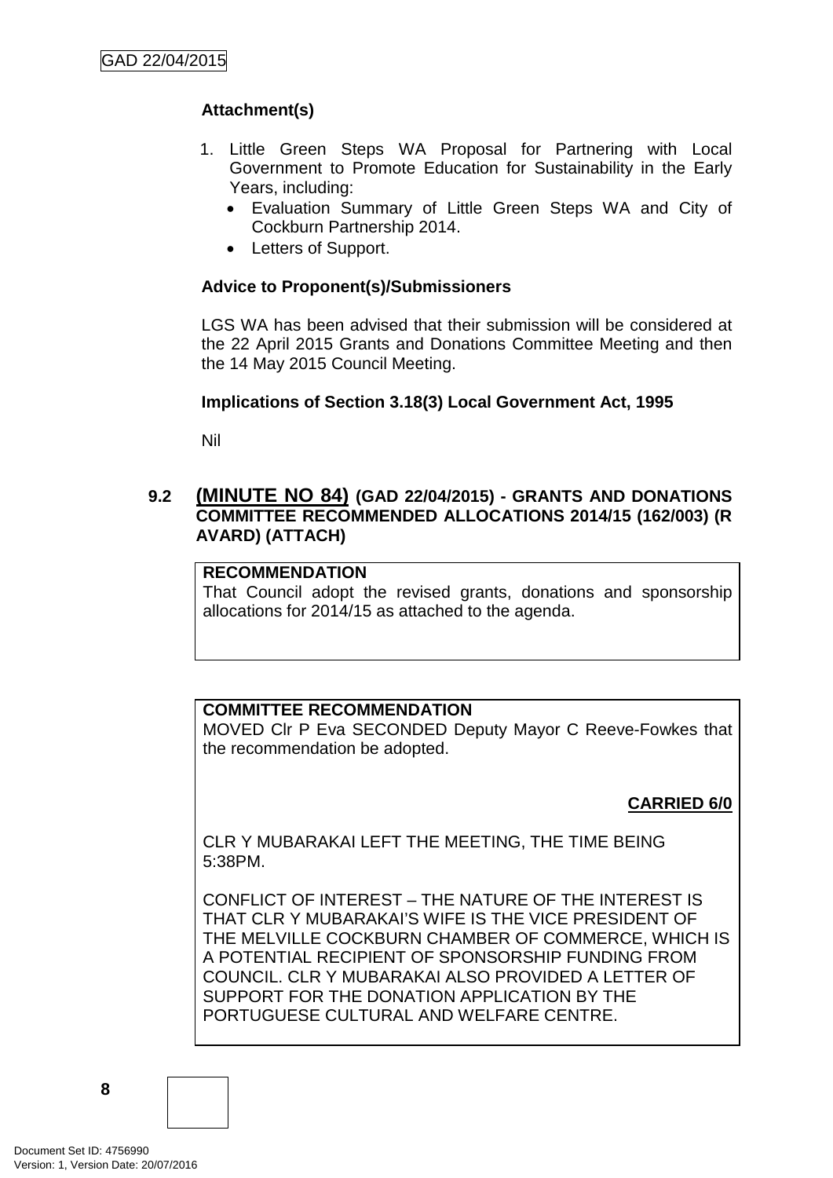**Attachment(s)**

1. Little Green Steps WA Proposal for Partnering with Local Government to Promote Education for Sustainability in the Early Years, including:
   - Evaluation Summary of Little Green Steps WA and City of Cockburn Partnership 2014.
   - Letters of Support.

**Advice to Proponent(s)/Submissioners**

LGS WA has been advised that their submission will be considered at the 22 April 2015 Grants and Donations Committee Meeting and then the 14 May 2015 Council Meeting.

**Implications of Section 3.18(3) Local Government Act, 1995**

Nil

### 9.2 (MINUTE NO 84) (GAD 22/04/2015) - GRANTS AND DONATIONS COMMITTEE RECOMMENDED ALLOCATIONS 2014/15 (162/003) (R AVARD) (ATTACH)

**RECOMMENDATION**
That Council adopt the revised grants, donations and sponsorship allocations for 2014/15 as attached to the agenda.

**COMMITTEE RECOMMENDATION**
MOVED Clr P Eva SECONDED Deputy Mayor C Reeve-Fowkes that the recommendation be adopted.

**CARRIED 6/0**

CLR Y MUBARAKAI LEFT THE MEETING, THE TIME BEING 5:38PM.

CONFLICT OF INTEREST – THE NATURE OF THE INTEREST IS THAT CLR Y MUBARAKAI'S WIFE IS THE VICE PRESIDENT OF THE MELVILLE COCKBURN CHAMBER OF COMMERCE, WHICH IS A POTENTIAL RECIPIENT OF SPONSORSHIP FUNDING FROM COUNCIL. CLR Y MUBARAKAI ALSO PROVIDED A LETTER OF SUPPORT FOR THE DONATION APPLICATION BY THE PORTUGUESE CULTURAL AND WELFARE CENTRE.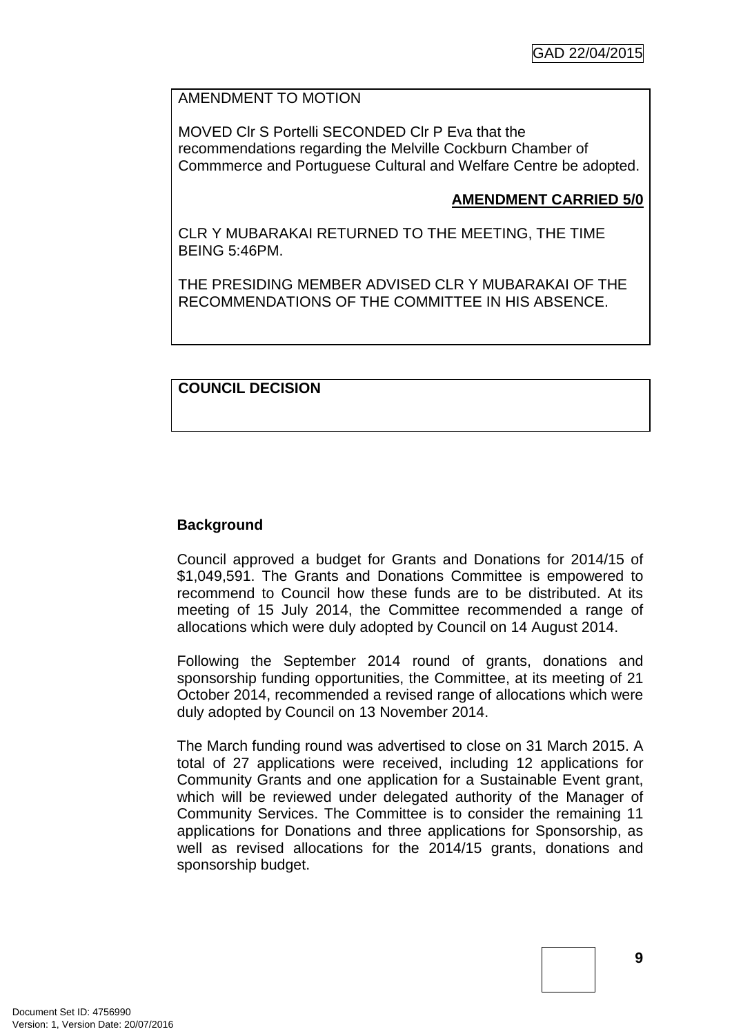AMENDMENT TO MOTION

MOVED Clr S Portelli SECONDED Clr P Eva that the recommendations regarding the Melville Cockburn Chamber of Commmerce and Portuguese Cultural and Welfare Centre be adopted.

**AMENDMENT CARRIED 5/0**

CLR Y MUBARAKAI RETURNED TO THE MEETING, THE TIME BEING 5:46PM.

THE PRESIDING MEMBER ADVISED CLR Y MUBARAKAI OF THE RECOMMENDATIONS OF THE COMMITTEE IN HIS ABSENCE.

**COUNCIL DECISION**

**Background**

Council approved a budget for Grants and Donations for 2014/15 of $1,049,591. The Grants and Donations Committee is empowered to recommend to Council how these funds are to be distributed. At its meeting of 15 July 2014, the Committee recommended a range of allocations which were duly adopted by Council on 14 August 2014.

Following the September 2014 round of grants, donations and sponsorship funding opportunities, the Committee, at its meeting of 21 October 2014, recommended a revised range of allocations which were duly adopted by Council on 13 November 2014.

The March funding round was advertised to close on 31 March 2015. A total of 27 applications were received, including 12 applications for Community Grants and one application for a Sustainable Event grant, which will be reviewed under delegated authority of the Manager of Community Services. The Committee is to consider the remaining 11 applications for Donations and three applications for Sponsorship, as well as revised allocations for the 2014/15 grants, donations and sponsorship budget.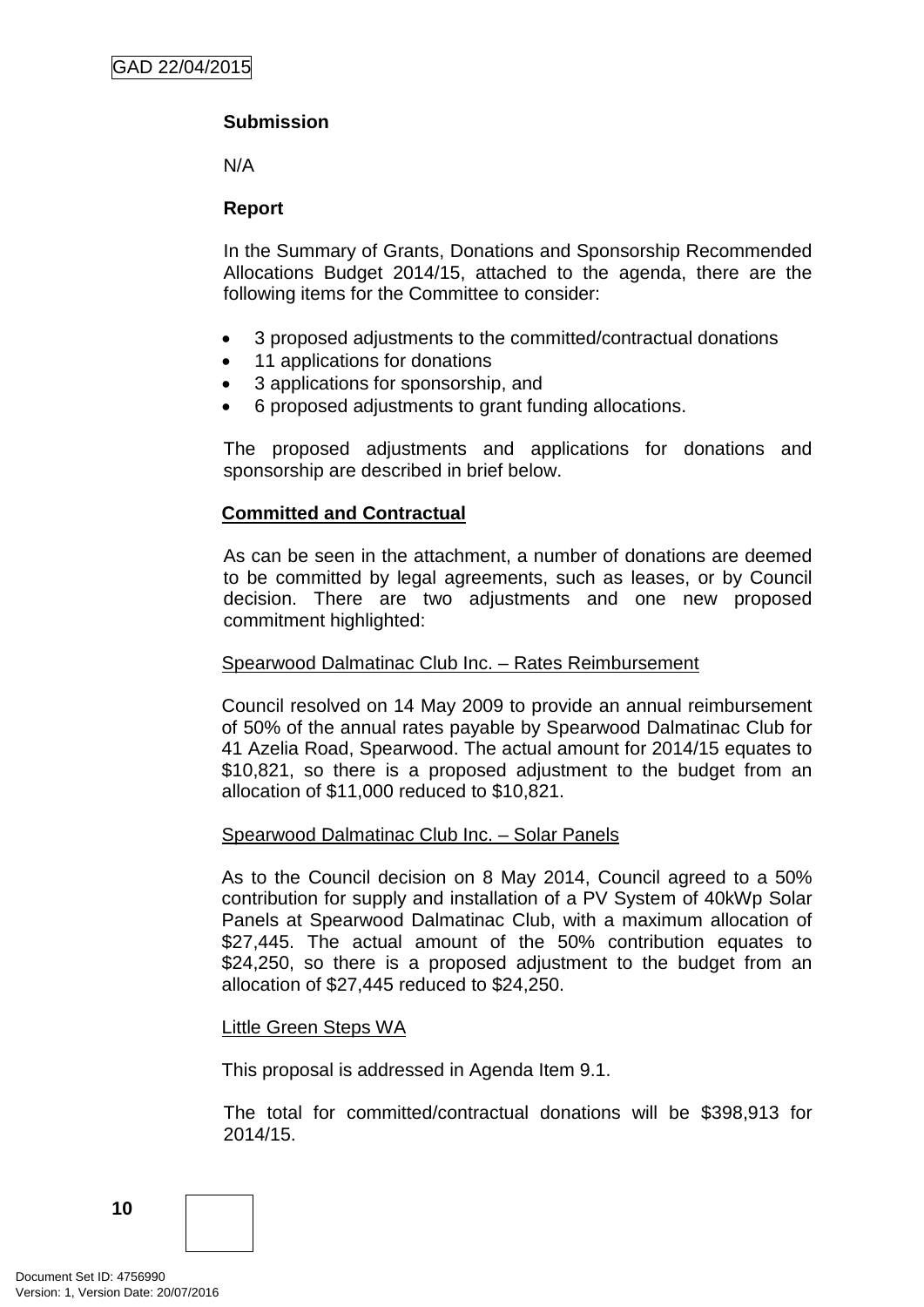**Submission**

N/A

**Report**

In the Summary of Grants, Donations and Sponsorship Recommended Allocations Budget 2014/15, attached to the agenda, there are the following items for the Committee to consider:

- 3 proposed adjustments to the committed/contractual donations
- 11 applications for donations
- 3 applications for sponsorship, and
- 6 proposed adjustments to grant funding allocations.

The proposed adjustments and applications for donations and sponsorship are described in brief below.

**Committed and Contractual**

As can be seen in the attachment, a number of donations are deemed to be committed by legal agreements, such as leases, or by Council decision. There are two adjustments and one new proposed commitment highlighted:

Spearwood Dalmatinac Club Inc. – Rates Reimbursement

Council resolved on 14 May 2009 to provide an annual reimbursement of 50% of the annual rates payable by Spearwood Dalmatinac Club for 41 Azelia Road, Spearwood. The actual amount for 2014/15 equates to $10,821, so there is a proposed adjustment to the budget from an allocation of $11,000 reduced to $10,821.

Spearwood Dalmatinac Club Inc. – Solar Panels

As to the Council decision on 8 May 2014, Council agreed to a 50% contribution for supply and installation of a PV System of 40kWp Solar Panels at Spearwood Dalmatinac Club, with a maximum allocation of $27,445. The actual amount of the 50% contribution equates to $24,250, so there is a proposed adjustment to the budget from an allocation of $27,445 reduced to $24,250.

Little Green Steps WA

This proposal is addressed in Agenda Item 9.1.

The total for committed/contractual donations will be $398,913 for 2014/15.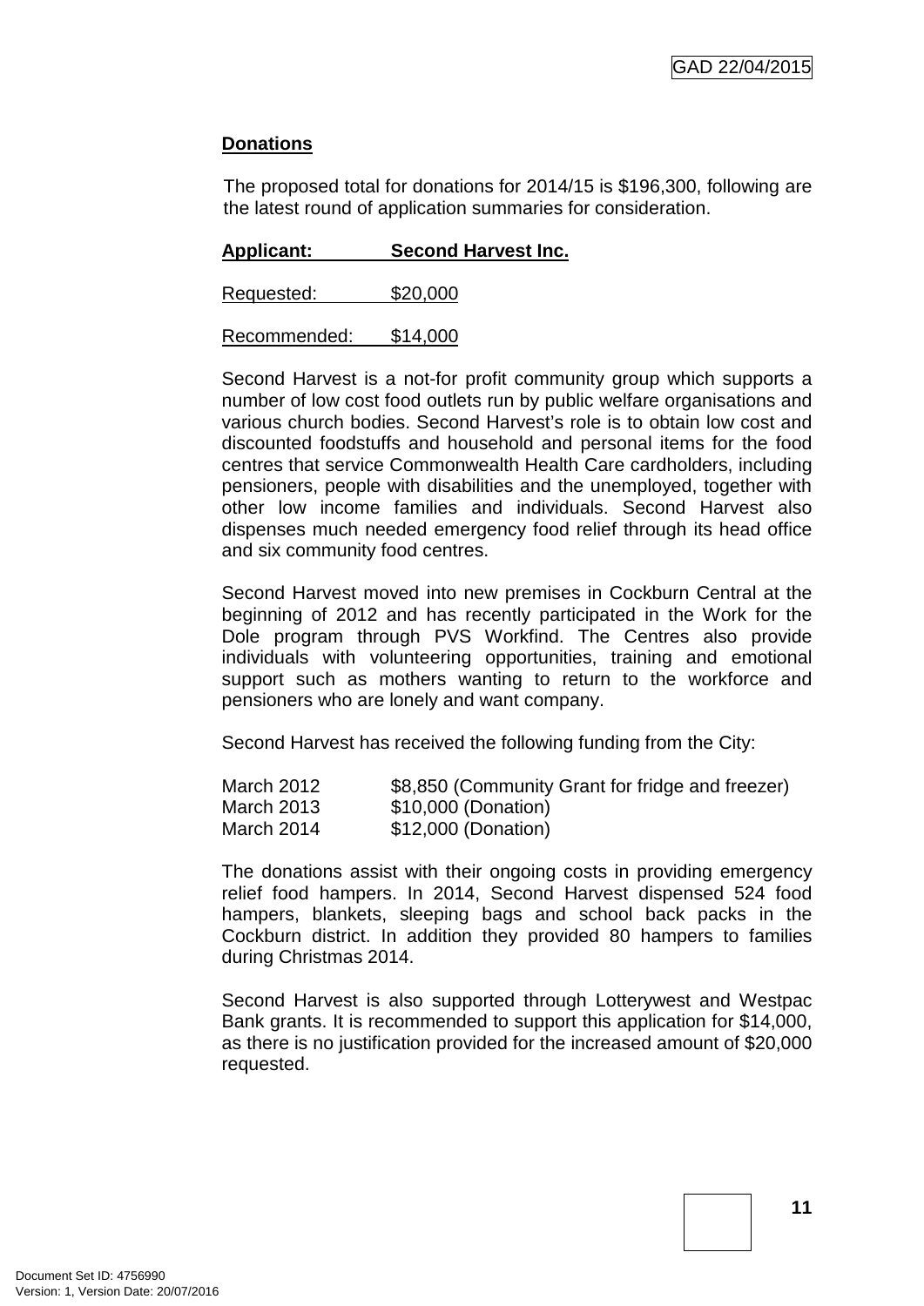**Donations**

The proposed total for donations for 2014/15 is $196,300, following are the latest round of application summaries for consideration.

**Applicant: Second Harvest Inc.**

Requested: $20,000

Recommended: $14,000

Second Harvest is a not-for profit community group which supports a number of low cost food outlets run by public welfare organisations and various church bodies. Second Harvest's role is to obtain low cost and discounted foodstuffs and household and personal items for the food centres that service Commonwealth Health Care cardholders, including pensioners, people with disabilities and the unemployed, together with other low income families and individuals. Second Harvest also dispenses much needed emergency food relief through its head office and six community food centres.

Second Harvest moved into new premises in Cockburn Central at the beginning of 2012 and has recently participated in the Work for the Dole program through PVS Workfind. The Centres also provide individuals with volunteering opportunities, training and emotional support such as mothers wanting to return to the workforce and pensioners who are lonely and want company.

Second Harvest has received the following funding from the City:

| | |
|---|---|
| March 2012 | $8,850 (Community Grant for fridge and freezer) |
| March 2013 | $10,000 (Donation) |
| March 2014 | $12,000 (Donation) |

The donations assist with their ongoing costs in providing emergency relief food hampers. In 2014, Second Harvest dispensed 524 food hampers, blankets, sleeping bags and school back packs in the Cockburn district. In addition they provided 80 hampers to families during Christmas 2014.

Second Harvest is also supported through Lotterywest and Westpac Bank grants. It is recommended to support this application for $14,000, as there is no justification provided for the increased amount of $20,000 requested.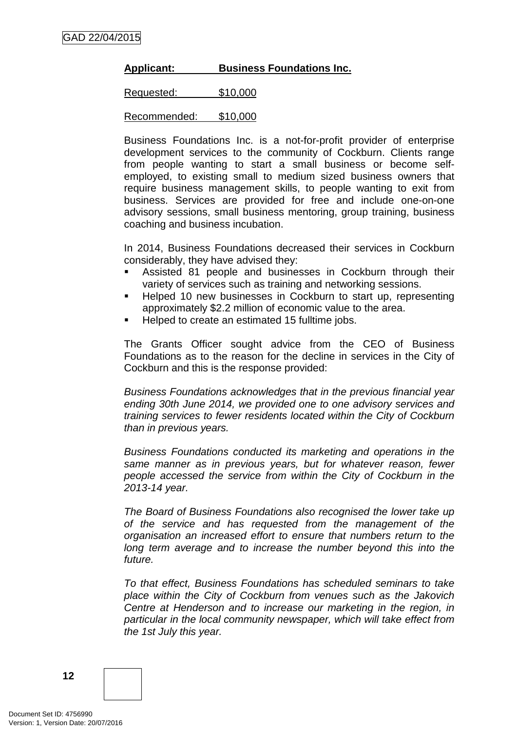**Applicant: Business Foundations Inc.**

Requested: $10,000

Recommended: $10,000

Business Foundations Inc. is a not-for-profit provider of enterprise development services to the community of Cockburn. Clients range from people wanting to start a small business or become self-employed, to existing small to medium sized business owners that require business management skills, to people wanting to exit from business. Services are provided for free and include one-on-one advisory sessions, small business mentoring, group training, business coaching and business incubation.

In 2014, Business Foundations decreased their services in Cockburn considerably, they have advised they:

- Assisted 81 people and businesses in Cockburn through their variety of services such as training and networking sessions.
- Helped 10 new businesses in Cockburn to start up, representing approximately $2.2 million of economic value to the area.
- Helped to create an estimated 15 fulltime jobs.

The Grants Officer sought advice from the CEO of Business Foundations as to the reason for the decline in services in the City of Cockburn and this is the response provided:

*Business Foundations acknowledges that in the previous financial year ending 30th June 2014, we provided one to one advisory services and training services to fewer residents located within the City of Cockburn than in previous years.*

*Business Foundations conducted its marketing and operations in the same manner as in previous years, but for whatever reason, fewer people accessed the service from within the City of Cockburn in the 2013-14 year.*

*The Board of Business Foundations also recognised the lower take up of the service and has requested from the management of the organisation an increased effort to ensure that numbers return to the long term average and to increase the number beyond this into the future.*

*To that effect, Business Foundations has scheduled seminars to take place within the City of Cockburn from venues such as the Jakovich Centre at Henderson and to increase our marketing in the region, in particular in the local community newspaper, which will take effect from the 1st July this year.*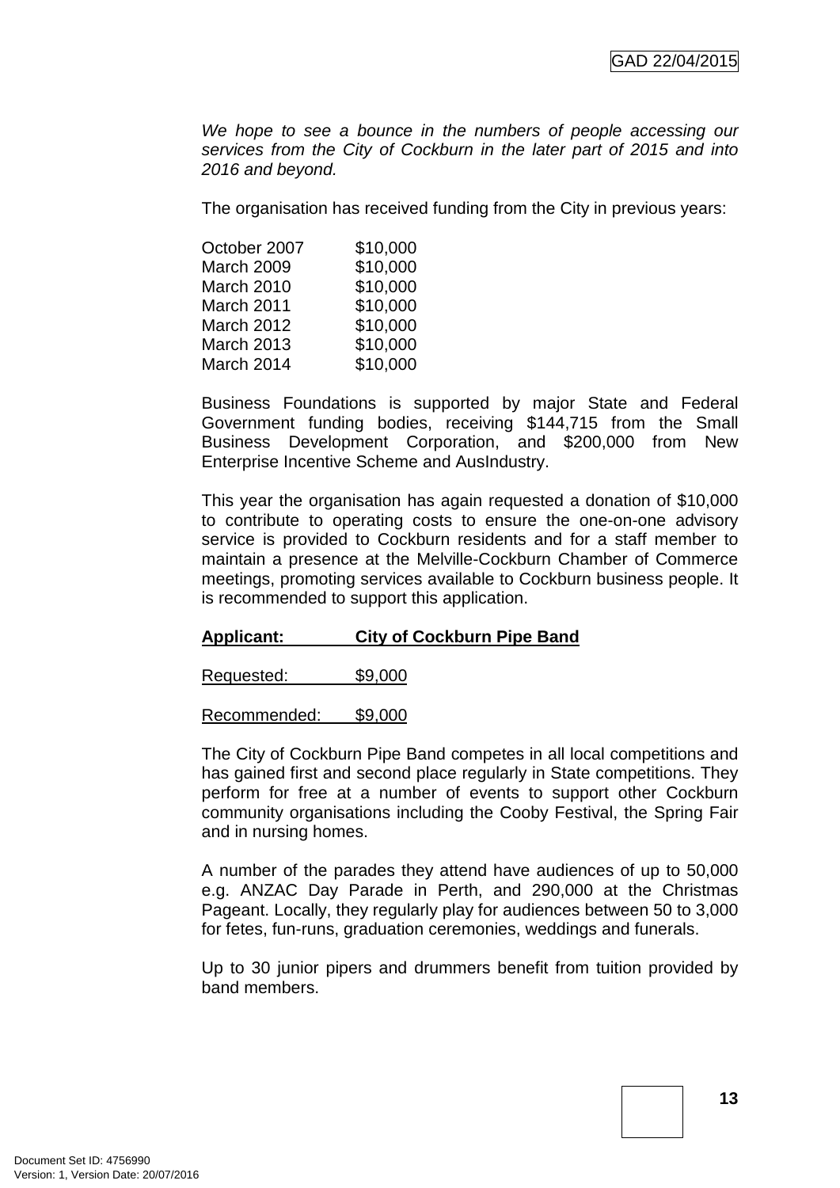*We hope to see a bounce in the numbers of people accessing our services from the City of Cockburn in the later part of 2015 and into 2016 and beyond.*

The organisation has received funding from the City in previous years:

| | |
|---|---|
| October 2007 | \$10,000 |
| March 2009 | \$10,000 |
| March 2010 | \$10,000 |
| March 2011 | \$10,000 |
| March 2012 | \$10,000 |
| March 2013 | \$10,000 |
| March 2014 | \$10,000 |

Business Foundations is supported by major State and Federal Government funding bodies, receiving \$144,715 from the Small Business Development Corporation, and \$200,000 from New Enterprise Incentive Scheme and AusIndustry.

This year the organisation has again requested a donation of \$10,000 to contribute to operating costs to ensure the one-on-one advisory service is provided to Cockburn residents and for a staff member to maintain a presence at the Melville-Cockburn Chamber of Commerce meetings, promoting services available to Cockburn business people. It is recommended to support this application.

**Applicant: City of Cockburn Pipe Band**

Requested: \$9,000

Recommended: \$9,000

The City of Cockburn Pipe Band competes in all local competitions and has gained first and second place regularly in State competitions. They perform for free at a number of events to support other Cockburn community organisations including the Cooby Festival, the Spring Fair and in nursing homes.

A number of the parades they attend have audiences of up to 50,000 e.g. ANZAC Day Parade in Perth, and 290,000 at the Christmas Pageant. Locally, they regularly play for audiences between 50 to 3,000 for fetes, fun-runs, graduation ceremonies, weddings and funerals.

Up to 30 junior pipers and drummers benefit from tuition provided by band members.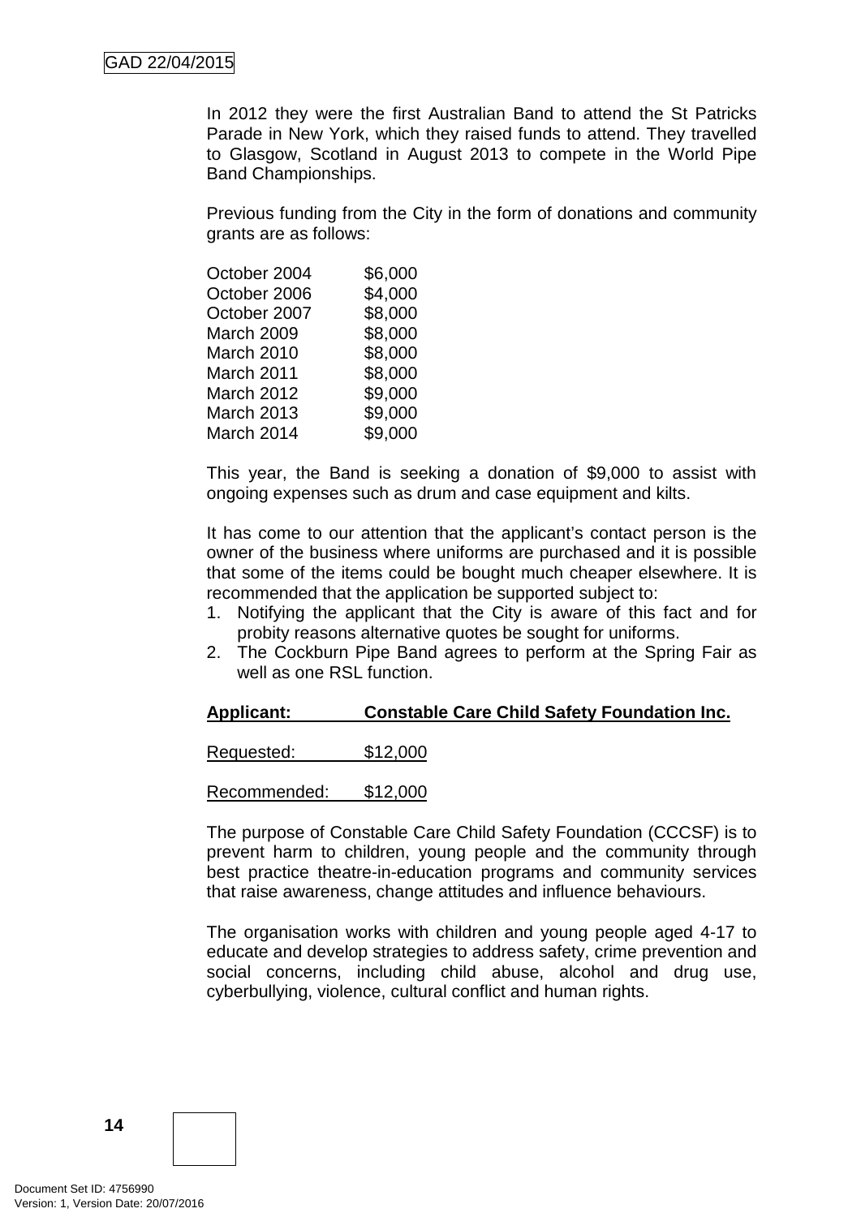In 2012 they were the first Australian Band to attend the St Patricks Parade in New York, which they raised funds to attend. They travelled to Glasgow, Scotland in August 2013 to compete in the World Pipe Band Championships.

Previous funding from the City in the form of donations and community grants are as follows:

| | |
|---|---|
| October 2004 | $6,000 |
| October 2006 | $4,000 |
| October 2007 | $8,000 |
| March 2009 | $8,000 |
| March 2010 | $8,000 |
| March 2011 | $8,000 |
| March 2012 | $9,000 |
| March 2013 | $9,000 |
| March 2014 | $9,000 |

This year, the Band is seeking a donation of $9,000 to assist with ongoing expenses such as drum and case equipment and kilts.

It has come to our attention that the applicant's contact person is the owner of the business where uniforms are purchased and it is possible that some of the items could be bought much cheaper elsewhere. It is recommended that the application be supported subject to:

1. Notifying the applicant that the City is aware of this fact and for probity reasons alternative quotes be sought for uniforms.
2. The Cockburn Pipe Band agrees to perform at the Spring Fair as well as one RSL function.

**Applicant: Constable Care Child Safety Foundation Inc.**

Requested: $12,000

Recommended: $12,000

The purpose of Constable Care Child Safety Foundation (CCCSF) is to prevent harm to children, young people and the community through best practice theatre-in-education programs and community services that raise awareness, change attitudes and influence behaviours.

The organisation works with children and young people aged 4-17 to educate and develop strategies to address safety, crime prevention and social concerns, including child abuse, alcohol and drug use, cyberbullying, violence, cultural conflict and human rights.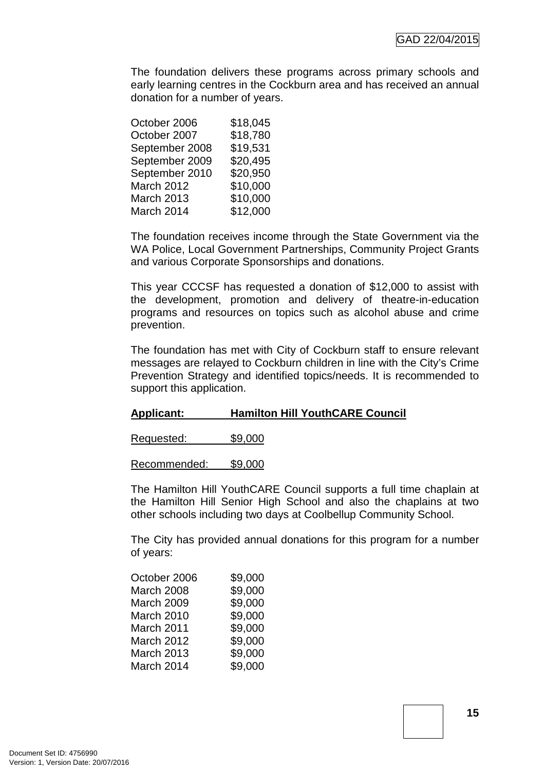The foundation delivers these programs across primary schools and early learning centres in the Cockburn area and has received an annual donation for a number of years.

| | |
|---|---|
| October 2006 | $18,045 |
| October 2007 | $18,780 |
| September 2008 | $19,531 |
| September 2009 | $20,495 |
| September 2010 | $20,950 |
| March 2012 | $10,000 |
| March 2013 | $10,000 |
| March 2014 | $12,000 |

The foundation receives income through the State Government via the WA Police, Local Government Partnerships, Community Project Grants and various Corporate Sponsorships and donations.

This year CCCSF has requested a donation of $12,000 to assist with the development, promotion and delivery of theatre-in-education programs and resources on topics such as alcohol abuse and crime prevention.

The foundation has met with City of Cockburn staff to ensure relevant messages are relayed to Cockburn children in line with the City's Crime Prevention Strategy and identified topics/needs. It is recommended to support this application.

**Applicant: Hamilton Hill YouthCARE Council**

Requested: $9,000

Recommended: $9,000

The Hamilton Hill YouthCARE Council supports a full time chaplain at the Hamilton Hill Senior High School and also the chaplains at two other schools including two days at Coolbellup Community School.

The City has provided annual donations for this program for a number of years:

| | |
|---|---|
| October 2006 | $9,000 |
| March 2008 | $9,000 |
| March 2009 | $9,000 |
| March 2010 | $9,000 |
| March 2011 | $9,000 |
| March 2012 | $9,000 |
| March 2013 | $9,000 |
| March 2014 | $9,000 |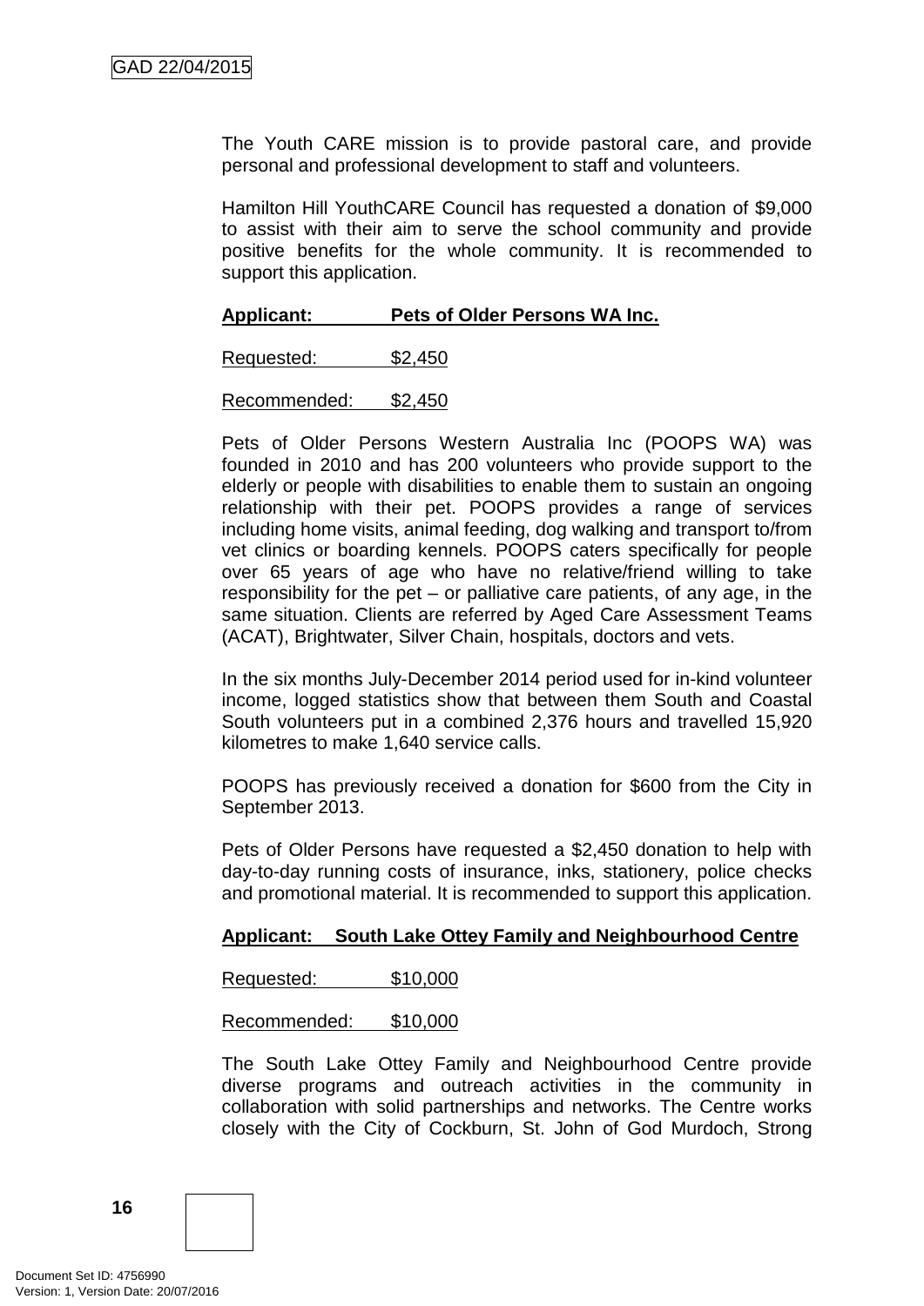The Youth CARE mission is to provide pastoral care, and provide personal and professional development to staff and volunteers.

Hamilton Hill YouthCARE Council has requested a donation of $9,000 to assist with their aim to serve the school community and provide positive benefits for the whole community. It is recommended to support this application.

**Applicant: Pets of Older Persons WA Inc.**

Requested: $2,450

Recommended: $2,450

Pets of Older Persons Western Australia Inc (POOPS WA) was founded in 2010 and has 200 volunteers who provide support to the elderly or people with disabilities to enable them to sustain an ongoing relationship with their pet. POOPS provides a range of services including home visits, animal feeding, dog walking and transport to/from vet clinics or boarding kennels. POOPS caters specifically for people over 65 years of age who have no relative/friend willing to take responsibility for the pet – or palliative care patients, of any age, in the same situation. Clients are referred by Aged Care Assessment Teams (ACAT), Brightwater, Silver Chain, hospitals, doctors and vets.

In the six months July-December 2014 period used for in-kind volunteer income, logged statistics show that between them South and Coastal South volunteers put in a combined 2,376 hours and travelled 15,920 kilometres to make 1,640 service calls.

POOPS has previously received a donation for $600 from the City in September 2013.

Pets of Older Persons have requested a $2,450 donation to help with day-to-day running costs of insurance, inks, stationery, police checks and promotional material. It is recommended to support this application.

**Applicant: South Lake Ottey Family and Neighbourhood Centre**

Requested: $10,000

Recommended: $10,000

The South Lake Ottey Family and Neighbourhood Centre provide diverse programs and outreach activities in the community in collaboration with solid partnerships and networks. The Centre works closely with the City of Cockburn, St. John of God Murdoch, Strong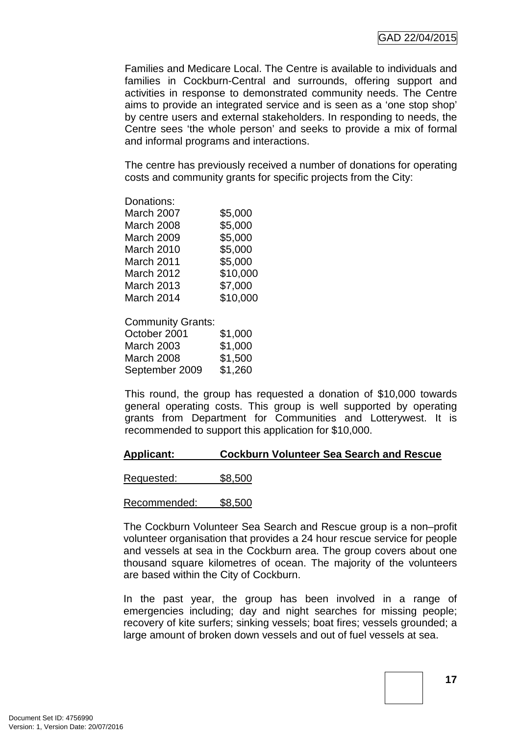Families and Medicare Local. The Centre is available to individuals and families in Cockburn-Central and surrounds, offering support and activities in response to demonstrated community needs. The Centre aims to provide an integrated service and is seen as a 'one stop shop' by centre users and external stakeholders. In responding to needs, the Centre sees 'the whole person' and seeks to provide a mix of formal and informal programs and interactions.

The centre has previously received a number of donations for operating costs and community grants for specific projects from the City:

Donations:

| | |
|---|---|
| March 2007 | $5,000 |
| March 2008 | $5,000 |
| March 2009 | $5,000 |
| March 2010 | $5,000 |
| March 2011 | $5,000 |
| March 2012 | $10,000 |
| March 2013 | $7,000 |
| March 2014 | $10,000 |

Community Grants:

| | |
|---|---|
| October 2001 | $1,000 |
| March 2003 | $1,000 |
| March 2008 | $1,500 |
| September 2009 | $1,260 |

This round, the group has requested a donation of $10,000 towards general operating costs. This group is well supported by operating grants from Department for Communities and Lotterywest. It is recommended to support this application for $10,000.

**Applicant: Cockburn Volunteer Sea Search and Rescue**

Requested: $8,500

Recommended: $8,500

The Cockburn Volunteer Sea Search and Rescue group is a non–profit volunteer organisation that provides a 24 hour rescue service for people and vessels at sea in the Cockburn area. The group covers about one thousand square kilometres of ocean. The majority of the volunteers are based within the City of Cockburn.

In the past year, the group has been involved in a range of emergencies including; day and night searches for missing people; recovery of kite surfers; sinking vessels; boat fires; vessels grounded; a large amount of broken down vessels and out of fuel vessels at sea.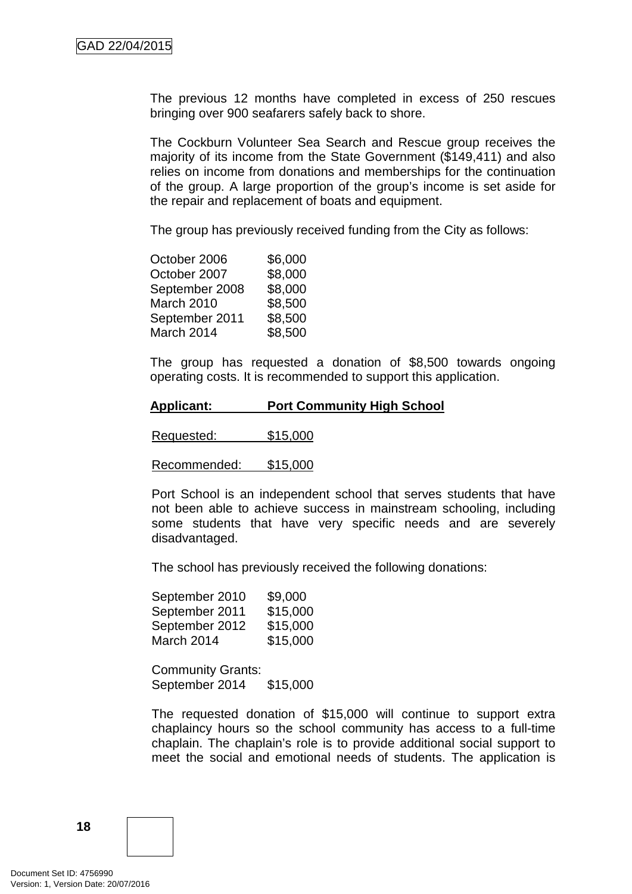The previous 12 months have completed in excess of 250 rescues bringing over 900 seafarers safely back to shore.

The Cockburn Volunteer Sea Search and Rescue group receives the majority of its income from the State Government ($149,411) and also relies on income from donations and memberships for the continuation of the group. A large proportion of the group's income is set aside for the repair and replacement of boats and equipment.

The group has previously received funding from the City as follows:

| | |
|---|---|
| October 2006 | $6,000 |
| October 2007 | $8,000 |
| September 2008 | $8,000 |
| March 2010 | $8,500 |
| September 2011 | $8,500 |
| March 2014 | $8,500 |

The group has requested a donation of $8,500 towards ongoing operating costs. It is recommended to support this application.

**Applicant: Port Community High School**

Requested: $15,000

Recommended: $15,000

Port School is an independent school that serves students that have not been able to achieve success in mainstream schooling, including some students that have very specific needs and are severely disadvantaged.

The school has previously received the following donations:

| | |
|---|---|
| September 2010 | $9,000 |
| September 2011 | $15,000 |
| September 2012 | $15,000 |
| March 2014 | $15,000 |

Community Grants:
September 2014 $15,000

The requested donation of $15,000 will continue to support extra chaplaincy hours so the school community has access to a full-time chaplain. The chaplain's role is to provide additional social support to meet the social and emotional needs of students. The application is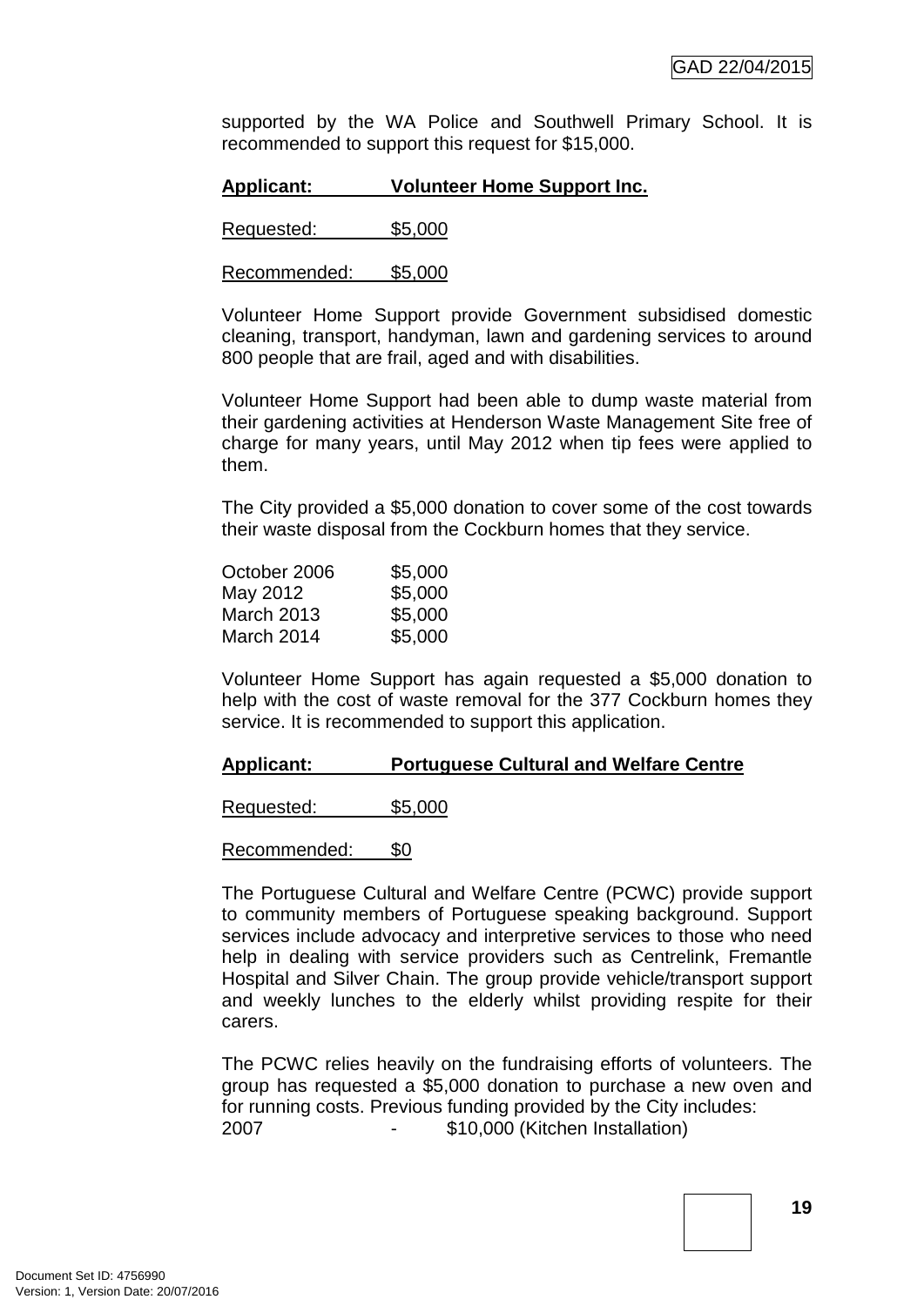supported by the WA Police and Southwell Primary School. It is recommended to support this request for $15,000.

**Applicant: Volunteer Home Support Inc.**

Requested: $5,000

Recommended: $5,000

Volunteer Home Support provide Government subsidised domestic cleaning, transport, handyman, lawn and gardening services to around 800 people that are frail, aged and with disabilities.

Volunteer Home Support had been able to dump waste material from their gardening activities at Henderson Waste Management Site free of charge for many years, until May 2012 when tip fees were applied to them.

The City provided a $5,000 donation to cover some of the cost towards their waste disposal from the Cockburn homes that they service.

| | |
|---|---|
| October 2006 | $5,000 |
| May 2012 | $5,000 |
| March 2013 | $5,000 |
| March 2014 | $5,000 |

Volunteer Home Support has again requested a $5,000 donation to help with the cost of waste removal for the 377 Cockburn homes they service. It is recommended to support this application.

**Applicant: Portuguese Cultural and Welfare Centre**

Requested: $5,000

Recommended: $0

The Portuguese Cultural and Welfare Centre (PCWC) provide support to community members of Portuguese speaking background. Support services include advocacy and interpretive services to those who need help in dealing with service providers such as Centrelink, Fremantle Hospital and Silver Chain. The group provide vehicle/transport support and weekly lunches to the elderly whilst providing respite for their carers.

The PCWC relies heavily on the fundraising efforts of volunteers. The group has requested a $5,000 donation to purchase a new oven and for running costs. Previous funding provided by the City includes:

2007 - $10,000 (Kitchen Installation)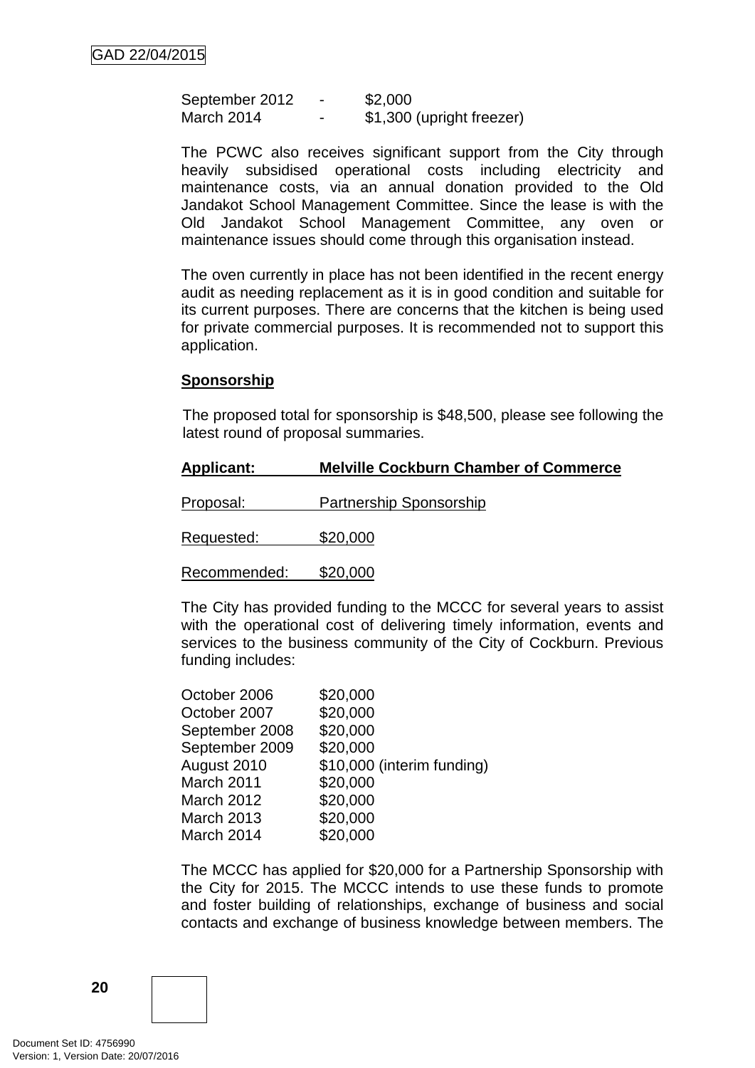September 2012 - $2,000
March 2014 - $1,300 (upright freezer)

The PCWC also receives significant support from the City through heavily subsidised operational costs including electricity and maintenance costs, via an annual donation provided to the Old Jandakot School Management Committee. Since the lease is with the Old Jandakot School Management Committee, any oven or maintenance issues should come through this organisation instead.

The oven currently in place has not been identified in the recent energy audit as needing replacement as it is in good condition and suitable for its current purposes. There are concerns that the kitchen is being used for private commercial purposes. It is recommended not to support this application.

**Sponsorship**

The proposed total for sponsorship is $48,500, please see following the latest round of proposal summaries.

**Applicant: Melville Cockburn Chamber of Commerce**

Proposal: Partnership Sponsorship

Requested: $20,000

Recommended: $20,000

The City has provided funding to the MCCC for several years to assist with the operational cost of delivering timely information, events and services to the business community of the City of Cockburn. Previous funding includes:

| | |
|---|---|
| October 2006 | $20,000 |
| October 2007 | $20,000 |
| September 2008 | $20,000 |
| September 2009 | $20,000 |
| August 2010 | $10,000 (interim funding) |
| March 2011 | $20,000 |
| March 2012 | $20,000 |
| March 2013 | $20,000 |
| March 2014 | $20,000 |

The MCCC has applied for $20,000 for a Partnership Sponsorship with the City for 2015. The MCCC intends to use these funds to promote and foster building of relationships, exchange of business and social contacts and exchange of business knowledge between members. The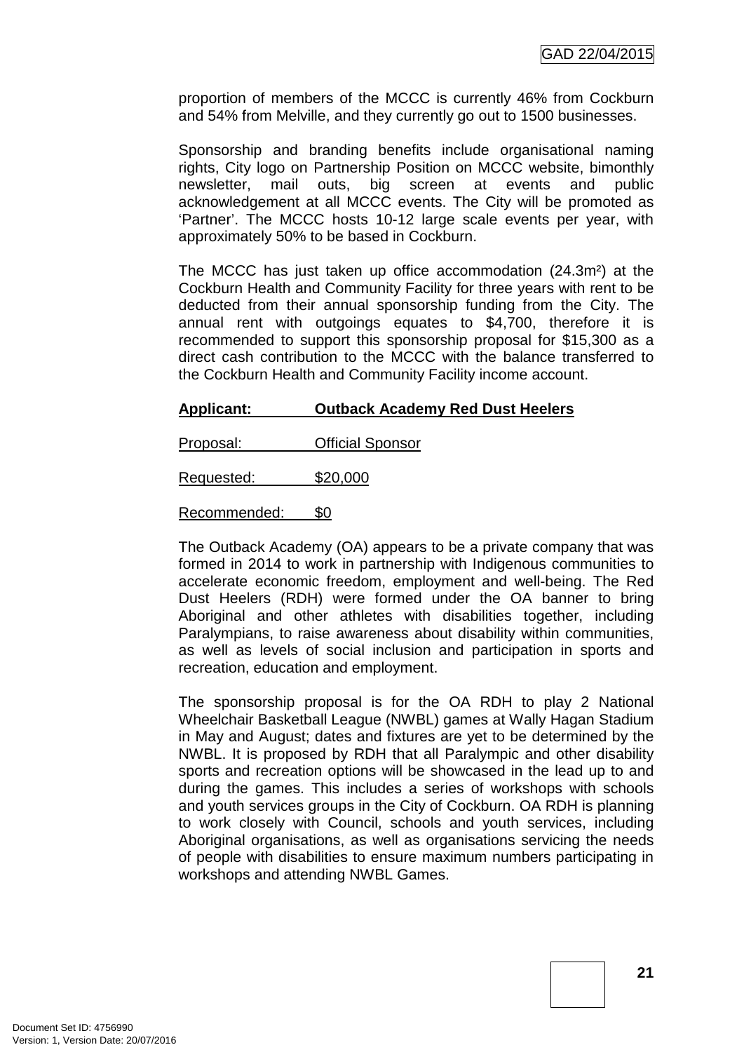proportion of members of the MCCC is currently 46% from Cockburn and 54% from Melville, and they currently go out to 1500 businesses.

Sponsorship and branding benefits include organisational naming rights, City logo on Partnership Position on MCCC website, bimonthly newsletter, mail outs, big screen at events and public acknowledgement at all MCCC events. The City will be promoted as 'Partner'. The MCCC hosts 10-12 large scale events per year, with approximately 50% to be based in Cockburn.

The MCCC has just taken up office accommodation (24.3m²) at the Cockburn Health and Community Facility for three years with rent to be deducted from their annual sponsorship funding from the City. The annual rent with outgoings equates to $4,700, therefore it is recommended to support this sponsorship proposal for $15,300 as a direct cash contribution to the MCCC with the balance transferred to the Cockburn Health and Community Facility income account.

**Applicant: Outback Academy Red Dust Heelers**

Proposal: Official Sponsor

Requested: $20,000

Recommended: $0

The Outback Academy (OA) appears to be a private company that was formed in 2014 to work in partnership with Indigenous communities to accelerate economic freedom, employment and well-being. The Red Dust Heelers (RDH) were formed under the OA banner to bring Aboriginal and other athletes with disabilities together, including Paralympians, to raise awareness about disability within communities, as well as levels of social inclusion and participation in sports and recreation, education and employment.

The sponsorship proposal is for the OA RDH to play 2 National Wheelchair Basketball League (NWBL) games at Wally Hagan Stadium in May and August; dates and fixtures are yet to be determined by the NWBL. It is proposed by RDH that all Paralympic and other disability sports and recreation options will be showcased in the lead up to and during the games. This includes a series of workshops with schools and youth services groups in the City of Cockburn. OA RDH is planning to work closely with Council, schools and youth services, including Aboriginal organisations, as well as organisations servicing the needs of people with disabilities to ensure maximum numbers participating in workshops and attending NWBL Games.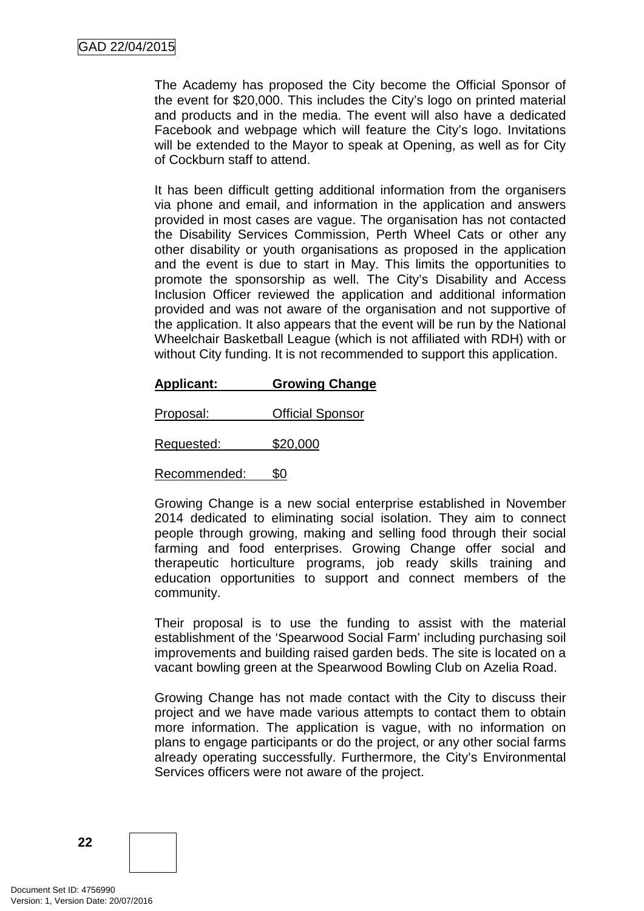The Academy has proposed the City become the Official Sponsor of the event for $20,000. This includes the City's logo on printed material and products and in the media. The event will also have a dedicated Facebook and webpage which will feature the City's logo. Invitations will be extended to the Mayor to speak at Opening, as well as for City of Cockburn staff to attend.

It has been difficult getting additional information from the organisers via phone and email, and information in the application and answers provided in most cases are vague. The organisation has not contacted the Disability Services Commission, Perth Wheel Cats or other any other disability or youth organisations as proposed in the application and the event is due to start in May. This limits the opportunities to promote the sponsorship as well. The City's Disability and Access Inclusion Officer reviewed the application and additional information provided and was not aware of the organisation and not supportive of the application. It also appears that the event will be run by the National Wheelchair Basketball League (which is not affiliated with RDH) with or without City funding. It is not recommended to support this application.

**Applicant: Growing Change**

Proposal: Official Sponsor

Requested: $20,000

Recommended: $0

Growing Change is a new social enterprise established in November 2014 dedicated to eliminating social isolation. They aim to connect people through growing, making and selling food through their social farming and food enterprises. Growing Change offer social and therapeutic horticulture programs, job ready skills training and education opportunities to support and connect members of the community.

Their proposal is to use the funding to assist with the material establishment of the 'Spearwood Social Farm' including purchasing soil improvements and building raised garden beds. The site is located on a vacant bowling green at the Spearwood Bowling Club on Azelia Road.

Growing Change has not made contact with the City to discuss their project and we have made various attempts to contact them to obtain more information. The application is vague, with no information on plans to engage participants or do the project, or any other social farms already operating successfully. Furthermore, the City's Environmental Services officers were not aware of the project.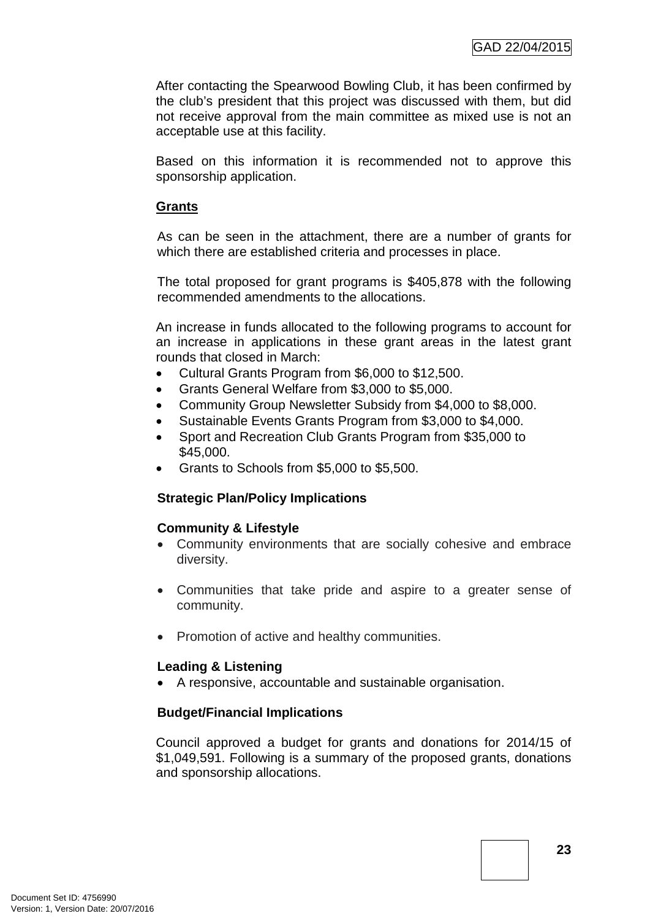After contacting the Spearwood Bowling Club, it has been confirmed by the club's president that this project was discussed with them, but did not receive approval from the main committee as mixed use is not an acceptable use at this facility.

Based on this information it is recommended not to approve this sponsorship application.

**Grants**

As can be seen in the attachment, there are a number of grants for which there are established criteria and processes in place.

The total proposed for grant programs is $405,878 with the following recommended amendments to the allocations.

An increase in funds allocated to the following programs to account for an increase in applications in these grant areas in the latest grant rounds that closed in March:

- Cultural Grants Program from $6,000 to $12,500.
- Grants General Welfare from $3,000 to $5,000.
- Community Group Newsletter Subsidy from $4,000 to $8,000.
- Sustainable Events Grants Program from $3,000 to $4,000.
- Sport and Recreation Club Grants Program from $35,000 to $45,000.
- Grants to Schools from $5,000 to $5,500.

**Strategic Plan/Policy Implications**

**Community & Lifestyle**

- Community environments that are socially cohesive and embrace diversity.
- Communities that take pride and aspire to a greater sense of community.
- Promotion of active and healthy communities.

**Leading & Listening**

- A responsive, accountable and sustainable organisation.

**Budget/Financial Implications**

Council approved a budget for grants and donations for 2014/15 of $1,049,591. Following is a summary of the proposed grants, donations and sponsorship allocations.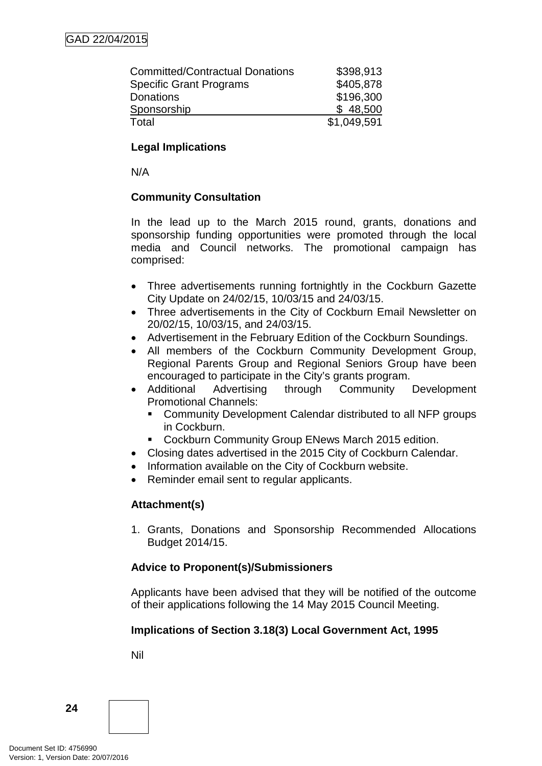| | |
|---|---|
| Committed/Contractual Donations | $398,913 |
| Specific Grant Programs | $405,878 |
| Donations | $196,300 |
| Sponsorship | $ 48,500 |
| Total | $1,049,591 |

**Legal Implications**

N/A

**Community Consultation**

In the lead up to the March 2015 round, grants, donations and sponsorship funding opportunities were promoted through the local media and Council networks. The promotional campaign has comprised:

- Three advertisements running fortnightly in the Cockburn Gazette City Update on 24/02/15, 10/03/15 and 24/03/15.
- Three advertisements in the City of Cockburn Email Newsletter on 20/02/15, 10/03/15, and 24/03/15.
- Advertisement in the February Edition of the Cockburn Soundings.
- All members of the Cockburn Community Development Group, Regional Parents Group and Regional Seniors Group have been encouraged to participate in the City's grants program.
- Additional Advertising through Community Development Promotional Channels:
  - Community Development Calendar distributed to all NFP groups in Cockburn.
  - Cockburn Community Group ENews March 2015 edition.
- Closing dates advertised in the 2015 City of Cockburn Calendar.
- Information available on the City of Cockburn website.
- Reminder email sent to regular applicants.

**Attachment(s)**

1. Grants, Donations and Sponsorship Recommended Allocations Budget 2014/15.

**Advice to Proponent(s)/Submissioners**

Applicants have been advised that they will be notified of the outcome of their applications following the 14 May 2015 Council Meeting.

**Implications of Section 3.18(3) Local Government Act, 1995**

Nil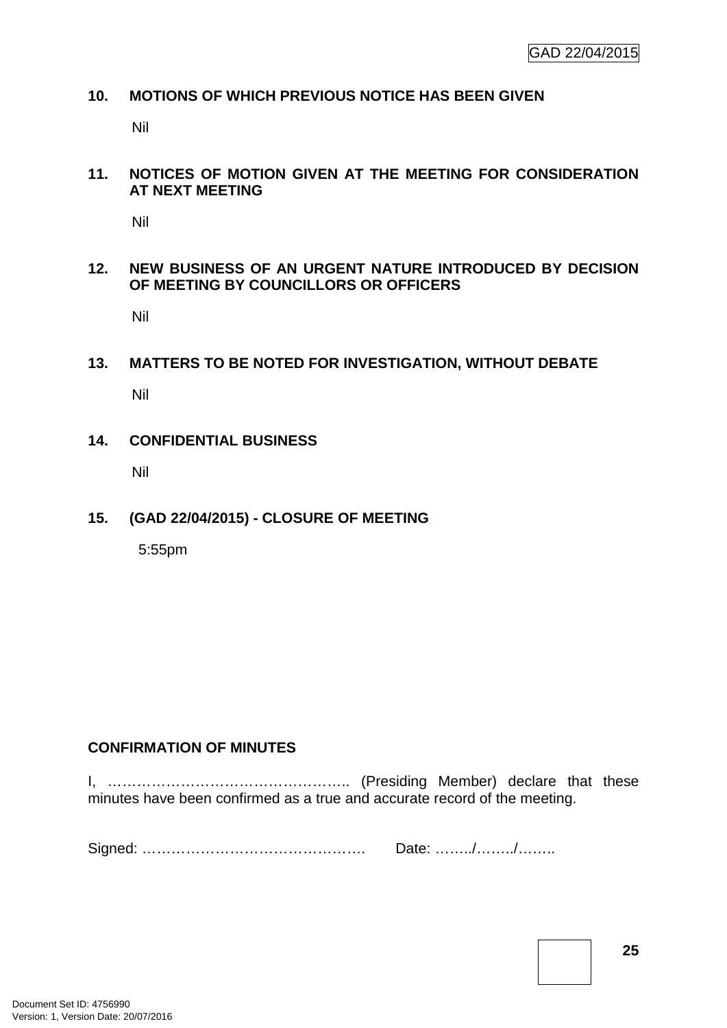## 10. MOTIONS OF WHICH PREVIOUS NOTICE HAS BEEN GIVEN

Nil

## 11. NOTICES OF MOTION GIVEN AT THE MEETING FOR CONSIDERATION AT NEXT MEETING

Nil

## 12. NEW BUSINESS OF AN URGENT NATURE INTRODUCED BY DECISION OF MEETING BY COUNCILLORS OR OFFICERS

Nil

## 13. MATTERS TO BE NOTED FOR INVESTIGATION, WITHOUT DEBATE

Nil

## 14. CONFIDENTIAL BUSINESS

Nil

## 15. (GAD 22/04/2015) - CLOSURE OF MEETING

5:55pm

**CONFIRMATION OF MINUTES**

I, ………………………………………….. (Presiding Member) declare that these minutes have been confirmed as a true and accurate record of the meeting.

Signed: ……………………………………….  Date: ……../……../……..

Document Set ID: 4756990
Version: 1, Version Date: 20/07/2016